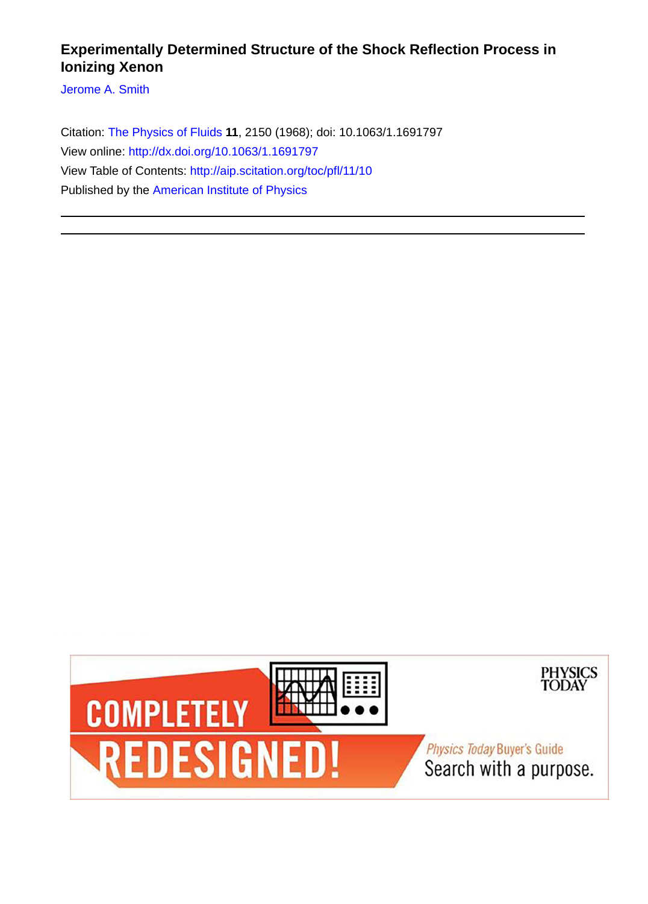# Experimentally Determined Structure of the Shock Reflection Process in Ionizing Xenon

Jerome A. Smith

Citation: The Physics of Fluids **11**, 2150 (1968); doi: 10.1063/1.1691797

View online: http://dx.doi.org/10.1063/1.1691797

View Table of Contents: http://aip.scitation.org/toc/pfl/11/10

Published by the American Institute of Physics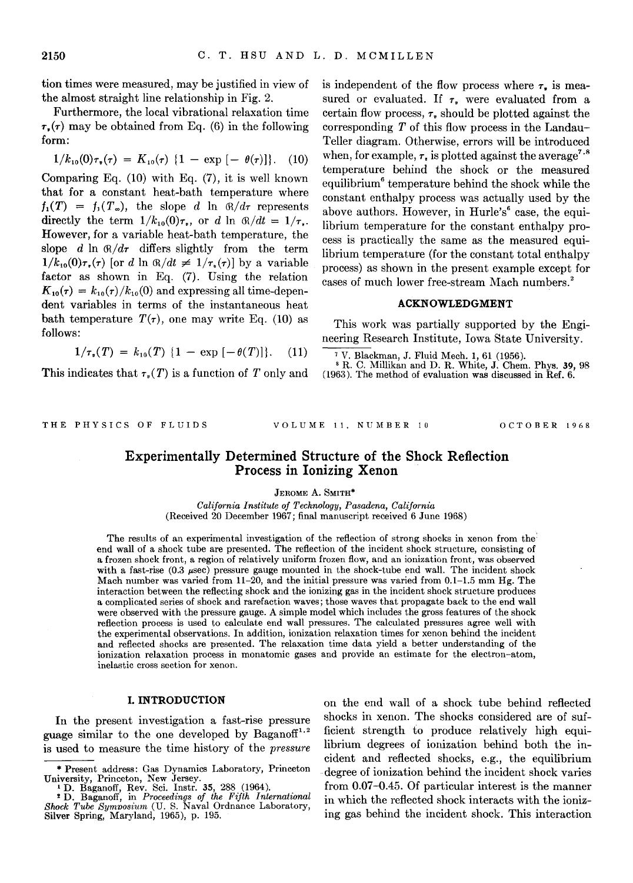tion times were measured, may be justified in view of the almost straight line relationship in Fig. 2.

Furthermore, the local vibrational relaxation time $\tau_v(\tau)$ may be obtained from Eq. (6) in the following form:

$$1/k_{10}(0)\tau_v(\tau) = K_{10}(\tau)\,\{1 - \exp[-\theta(\tau)]\}. \quad (10)$$

Comparing Eq. (10) with Eq. (7), it is well known that for a constant heat-bath temperature where $f_1(T) = f_1(T_\infty)$, the slope $d \ln \mathcal{R}/d\tau$ represents directly the term $1/k_{10}(0)\tau_v$, or $d \ln \mathcal{R}/dt = 1/\tau_v$. However, for a variable heat-bath temperature, the slope $d \ln \mathcal{R}/d\tau$ differs slightly from the term $1/k_{10}(0)\tau_v(\tau)$ [or $d \ln \mathcal{R}/dt \neq 1/\tau_v(\tau)$] by a variable factor as shown in Eq. (7). Using the relation $K_{10}(\tau) = k_{10}(\tau)/k_{10}(0)$ and expressing all time-dependent variables in terms of the instantaneous heat bath temperature $T(\tau)$, one may write Eq. (10) as follows:

$$1/\tau_v(T) = k_{10}(T)\,\{1 - \exp[-\theta(T)]\}. \quad (11)$$

This indicates that $\tau_v(T)$ is a function of $T$ only and is independent of the flow process where $\tau_v$ is measured or evaluated. If $\tau_v$ were evaluated from a certain flow process, $\tau_v$ should be plotted against the corresponding $T$ of this flow process in the Landau-Teller diagram. Otherwise, errors will be introduced when, for example, $\tau_v$ is plotted against the average[7,8] temperature behind the shock or the measured equilibrium[6] temperature behind the shock while the constant enthalpy process was actually used by the above authors. However, in Hurle's[6] case, the equilibrium temperature for the constant enthalpy process is practically the same as the measured equilibrium temperature (for the constant total enthalpy process) as shown in the present example except for cases of much lower free-stream Mach numbers.[2]

## ACKNOWLEDGMENT

This work was partially supported by the Engineering Research Institute, Iowa State University.

[7] V. Blackman, J. Fluid Mech. **1**, 61 (1956).

[8] R. C. Millikan and D. R. White, J. Chem. Phys. **39**, 98 (1963). The method of evaluation was discussed in Ref. 6.

---

THE PHYSICS OF FLUIDS VOLUME 11, NUMBER 10 OCTOBER 1968

# Experimentally Determined Structure of the Shock Reflection Process in Ionizing Xenon

JEROME A. SMITH*

*California Institute of Technology, Pasadena, California*
(Received 20 December 1967; final manuscript received 6 June 1968)

The results of an experimental investigation of the reflection of strong shocks in xenon from the end wall of a shock tube are presented. The reflection of the incident shock structure, consisting of a frozen shock front, a region of relatively uniform frozen flow, and an ionization front, was observed with a fast-rise (0.3 μsec) pressure gauge mounted in the shock-tube end wall. The incident shock Mach number was varied from 11–20, and the initial pressure was varied from 0.1–1.5 mm Hg. The interaction between the reflecting shock and the ionizing gas in the incident shock structure produces a complicated series of shock and rarefaction waves; those waves that propagate back to the end wall were observed with the pressure gauge. A simple model which includes the gross features of the shock reflection process is used to calculate end wall pressures. The calculated pressures agree well with the experimental observations. In addition, ionization relaxation times for xenon behind the incident and reflected shocks are presented. The relaxation time data yield a better understanding of the ionization relaxation process in monatomic gases and provide an estimate for the electron–atom, inelastic cross section for xenon.

## I. INTRODUCTION

In the present investigation a fast-rise pressure guage similar to the one developed by Baganoff[1,2] is used to measure the time history of the *pressure* on the end wall of a shock tube behind reflected shocks in xenon. The shocks considered are of sufficient strength to produce relatively high equilibrium degrees of ionization behind both the incident and reflected shocks, e.g., the equilibrium degree of ionization behind the incident shock varies from 0.07–0.45. Of particular interest is the manner in which the reflected shock interacts with the ionizing gas behind the incident shock. This interaction

\* Present address: Gas Dynamics Laboratory, Princeton University, Princeton, New Jersey.

[1] D. Baganoff, Rev. Sci. Instr. **35**, 288 (1964).

[2] D. Baganoff, in *Proceedings of the Fifth International Shock Tube Symposium* (U. S. Naval Ordnance Laboratory, Silver Spring, Maryland, 1965), p. 195.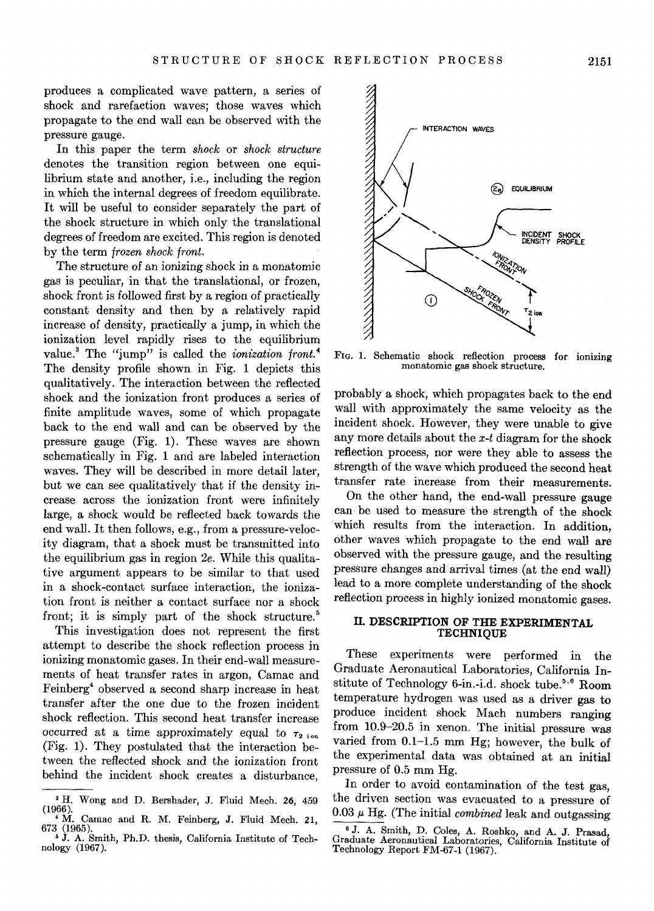produces a complicated wave pattern, a series of shock and rarefaction waves; those waves which propagate to the end wall can be observed with the pressure gauge.

In this paper the term *shock* or *shock structure* denotes the transition region between one equilibrium state and another, i.e., including the region in which the internal degrees of freedom equilibrate. It will be useful to consider separately the part of the shock structure in which only the translational degrees of freedom are excited. This region is denoted by the term *frozen shock front*.

The structure of an ionizing shock in a monatomic gas is peculiar, in that the translational, or frozen, shock front is followed first by a region of practically constant density and then by a relatively rapid increase of density, practically a jump, in which the ionization level rapidly rises to the equilibrium value.[3] The "jump" is called the *ionization front*.[4] The density profile shown in Fig. 1 depicts this qualitatively. The interaction between the reflected shock and the ionization front produces a series of finite amplitude waves, some of which propagate back to the end wall and can be observed by the pressure gauge (Fig. 1). These waves are shown schematically in Fig. 1 and are labeled interaction waves. They will be described in more detail later, but we can see qualitatively that if the density increase across the ionization front were infinitely large, a shock would be reflected back towards the end wall. It then follows, e.g., from a pressure-velocity diagram, that a shock must be transmitted into the equilibrium gas in region 2e. While this qualitative argument appears to be similar to that used in a shock-contact surface interaction, the ionization front is neither a contact surface nor a shock front; it is simply part of the shock structure.[5]

This investigation does not represent the first attempt to describe the shock reflection process in ionizing monatomic gases. In their end-wall measurements of heat transfer rates in argon, Camac and Feinberg[4] observed a second sharp increase in heat transfer after the one due to the frozen incident shock reflection. This second heat transfer increase occurred at a time approximately equal to $\tau_{2\,\mathrm{ion}}$ (Fig. 1). They postulated that the interaction between the reflected shock and the ionization front behind the incident shock creates a disturbance, probably a shock, which propagates back to the end wall with approximately the same velocity as the incident shock. However, they were unable to give any more details about the $x$-$t$ diagram for the shock reflection process, nor were they able to assess the strength of the wave which produced the second heat transfer rate increase from their measurements.

FIG. 1. Schematic shock reflection process for ionizing monatomic gas shock structure.

On the other hand, the end-wall pressure gauge can be used to measure the strength of the shock which results from the interaction. In addition, other waves which propagate to the end wall are observed with the pressure gauge, and the resulting pressure changes and arrival times (at the end wall) lead to a more complete understanding of the shock reflection process in highly ionized monatomic gases.

## II. DESCRIPTION OF THE EXPERIMENTAL TECHNIQUE

These experiments were performed in the Graduate Aeronautical Laboratories, California Institute of Technology 6-in.-i.d. shock tube.[5,6] Room temperature hydrogen was used as a driver gas to produce incident shock Mach numbers ranging from 10.9–20.5 in xenon. The initial pressure was varied from 0.1–1.5 mm Hg; however, the bulk of the experimental data was obtained at an initial pressure of 0.5 mm Hg.

In order to avoid contamination of the test gas, the driven section was evacuated to a pressure of 0.03 $\mu$ Hg. (The initial *combined* leak and outgassing

[3] H. Wong and D. Bershader, J. Fluid Mech. 26, 459 (1966).

[4] M. Camac and R. M. Feinberg, J. Fluid Mech. 21, 673 (1965).

[5] J. A. Smith, Ph.D. thesis, California Institute of Technology (1967).

[6] J. A. Smith, D. Coles, A. Roshko, and A. J. Prasad, Graduate Aeronautical Laboratories, California Institute of Technology Report FM-67-1 (1967).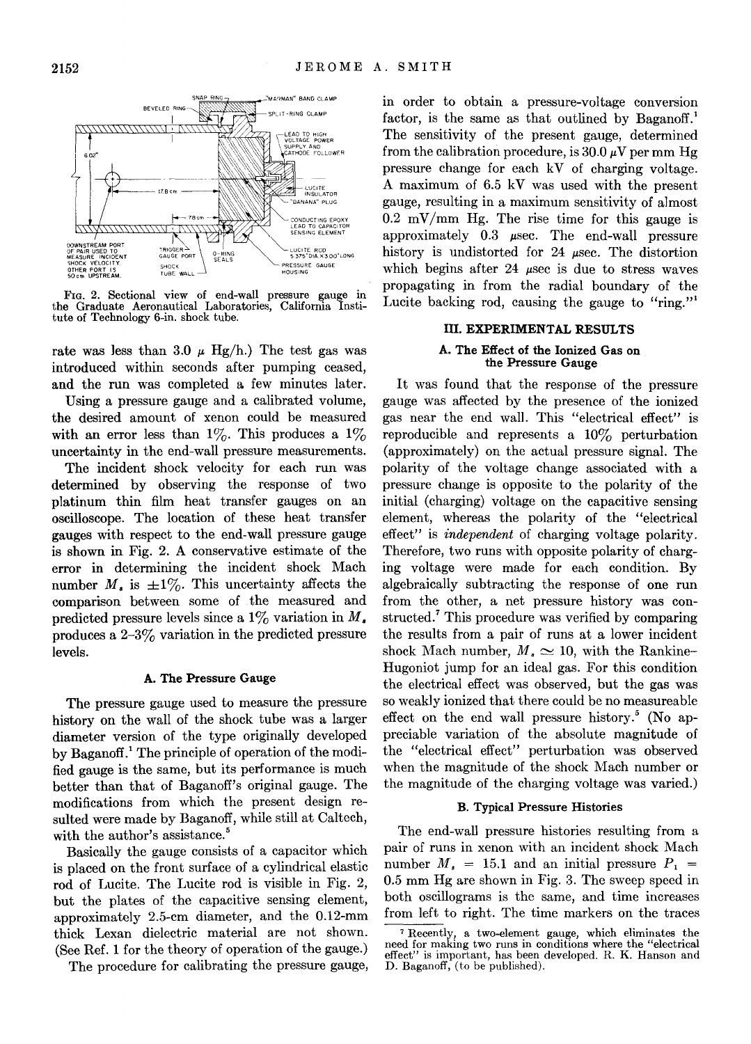FIG. 2. Sectional view of end-wall pressure gauge in the Graduate Aeronautical Laboratories, California Institute of Technology 6-in. shock tube.

rate was less than 3.0 μ Hg/h.) The test gas was introduced within seconds after pumping ceased, and the run was completed a few minutes later.

Using a pressure gauge and a calibrated volume, the desired amount of xenon could be measured with an error less than 1%. This produces a 1% uncertainty in the end-wall pressure measurements.

The incident shock velocity for each run was determined by observing the response of two platinum thin film heat transfer gauges on an oscilloscope. The location of these heat transfer gauges with respect to the end-wall pressure gauge is shown in Fig. 2. A conservative estimate of the error in determining the incident shock Mach number $M_s$ is ±1%. This uncertainty affects the comparison between some of the measured and predicted pressure levels since a 1% variation in $M_s$ produces a 2–3% variation in the predicted pressure levels.

### A. The Pressure Gauge

The pressure gauge used to measure the pressure history on the wall of the shock tube was a larger diameter version of the type originally developed by Baganoff.[1] The principle of operation of the modified gauge is the same, but its performance is much better than that of Baganoff's original gauge. The modifications from which the present design resulted were made by Baganoff, while still at Caltech, with the author's assistance.[5]

Basically the gauge consists of a capacitor which is placed on the front surface of a cylindrical elastic rod of Lucite. The Lucite rod is visible in Fig. 2, but the plates of the capacitive sensing element, approximately 2.5-cm diameter, and the 0.12-mm thick Lexan dielectric material are not shown. (See Ref. 1 for the theory of operation of the gauge.)

The procedure for calibrating the pressure gauge, in order to obtain a pressure-voltage conversion factor, is the same as that outlined by Baganoff.[1] The sensitivity of the present gauge, determined from the calibration procedure, is 30.0 μV per mm Hg pressure change for each kV of charging voltage. A maximum of 6.5 kV was used with the present gauge, resulting in a maximum sensitivity of almost 0.2 mV/mm Hg. The rise time for this gauge is approximately 0.3 μsec. The end-wall pressure history is undistorted for 24 μsec. The distortion which begins after 24 μsec is due to stress waves propagating in from the radial boundary of the Lucite backing rod, causing the gauge to "ring."[1]

## III. EXPERIMENTAL RESULTS

### A. The Effect of the Ionized Gas on the Pressure Gauge

It was found that the response of the pressure gauge was affected by the presence of the ionized gas near the end wall. This "electrical effect" is reproducible and represents a 10% perturbation (approximately) on the actual pressure signal. The polarity of the voltage change associated with a pressure change is opposite to the polarity of the initial (charging) voltage on the capacitive sensing element, whereas the polarity of the "electrical effect" is *independent* of charging voltage polarity. Therefore, two runs with opposite polarity of charging voltage were made for each condition. By algebraically subtracting the response of one run from the other, a net pressure history was constructed.[7] This procedure was verified by comparing the results from a pair of runs at a lower incident shock Mach number, $M_s \simeq 10$, with the Rankine–Hugoniot jump for an ideal gas. For this condition the electrical effect was observed, but the gas was so weakly ionized that there could be no measureable effect on the end wall pressure history.[5] (No appreciable variation of the absolute magnitude of the "electrical effect" perturbation was observed when the magnitude of the shock Mach number or the magnitude of the charging voltage was varied.)

### B. Typical Pressure Histories

The end-wall pressure histories resulting from a pair of runs in xenon with an incident shock Mach number $M_s = 15.1$ and an initial pressure $P_1 = 0.5$ mm Hg are shown in Fig. 3. The sweep speed in both oscillograms is the same, and time increases from left to right. The time markers on the traces

[7] Recently, a two-element gauge, which eliminates the need for making two runs in conditions where the "electrical effect" is important, has been developed. R. K. Hanson and D. Baganoff, (to be published).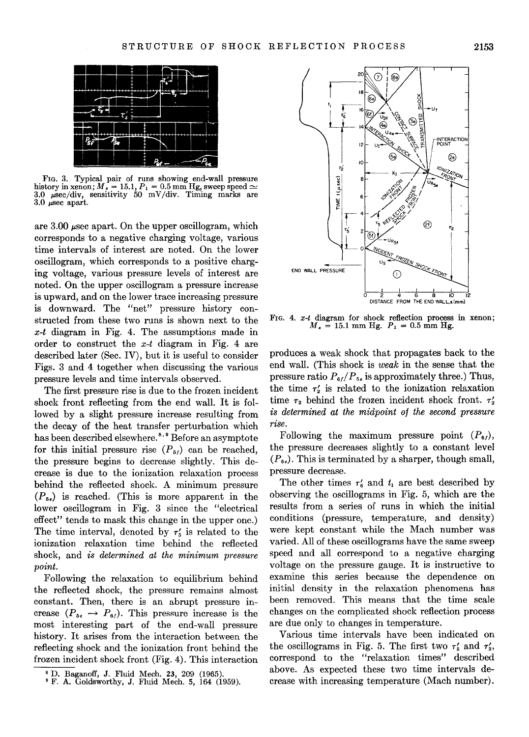FIG. 3. Typical pair of runs showing end-wall pressure history in xenon; $M_s = 15.1$, $P_1 = 0.5$ mm Hg, sweep speed $\simeq$ 3.0 μsec/div, sensitivity 50 mV/div. Timing marks are 3.0 μsec apart.

are 3.00 μsec apart. On the upper oscillogram, which corresponds to a negative charging voltage, various time intervals of interest are noted. On the lower oscillogram, which corresponds to a positive charging voltage, various pressure levels of interest are noted. On the upper oscillogram a pressure increase is upward, and on the lower trace increasing pressure is downward. The "net" pressure history constructed from these two runs is shown next to the $x$-$t$ diagram in Fig. 4. The assumptions made in order to construct the $x$-$t$ diagram in Fig. 4 are described later (Sec. IV), but it is useful to consider Figs. 3 and 4 together when discussing the various pressure levels and time intervals observed.

The first pressure rise is due to the frozen incident shock front reflecting from the end wall. It is followed by a slight pressure increase resulting from the decay of the heat transfer perturbation which has been described elsewhere.[8,9] Before an asymptote for this initial pressure rise ($P_{5f}$) can be reached, the pressure begins to decrease slightly. This decrease is due to the ionization relaxation process behind the reflected shock. A minimum pressure ($P_{5e}$) is reached. (This is more apparent in the lower oscillogram in Fig. 3 since the "electrical effect" tends to mask this change in the upper one.) The time interval, denoted by $\tau_5'$ is related to the ionization relaxation time behind the reflected shock, and *is determined at the minimum pressure point.*

Following the relaxation to equilibrium behind the reflected shock, the pressure remains almost constant. Then, there is an abrupt pressure increase ($P_{5e} \rightarrow P_{6f}$). This pressure increase is the most interesting part of the end-wall pressure history. It arises from the interaction between the reflecting shock and the ionization front behind the frozen incident shock front (Fig. 4). This interaction

[8] D. Baganoff, J. Fluid Mech. **23**, 209 (1965).
[9] F. A. Goldsworthy, J. Fluid Mech. **5**, 164 (1959).

FIG. 4. $x$-$t$ diagram for shock reflection process in xenon; $M_s = 15.1$ mm Hg. $P_1 = 0.5$ mm Hg.

produces a weak shock that propagates back to the end wall. (This shock is *weak* in the sense that the pressure ratio $P_{6f}/P_{5e}$ is approximately three.) Thus, the time $\tau_2'$ is related to the ionization relaxation time $\tau_2$ behind the frozen incident shock front. *$\tau_2'$ is determined at the midpoint of the second pressure rise.*

Following the maximum pressure point ($P_{6f}$), the pressure decreases slightly to a constant level ($P_{6e}$). This is terminated by a sharper, though small, pressure decrease.

The other times $\tau_6'$ and $t_1$ are best described by observing the oscillograms in Fig. 5, which are the results from a series of runs in which the initial conditions (pressure, temperature, and density) were kept constant while the Mach number was varied. All of these oscillograms have the same sweep speed and all correspond to a negative charging voltage on the pressure gauge. It is instructive to examine this series because the dependence on initial density in the relaxation phenomena has been removed. This means that the time scale changes on the complicated shock reflection process are due only to changes in temperature.

Various time intervals have been indicated on the oscillograms in Fig. 5. The first two $\tau_5'$ and $\tau_2'$, correspond to the "relaxation times" described above. As expected these two time intervals decrease with increasing temperature (Mach number).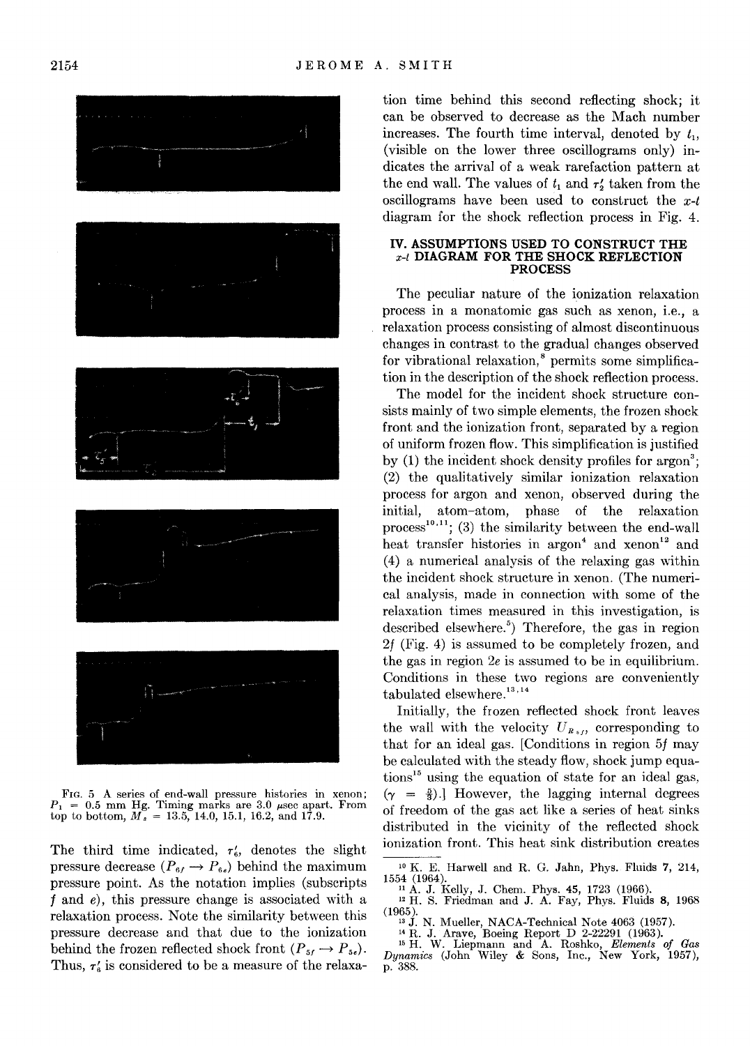FIG. 5 A series of end-wall pressure histories in xenon; $P_1$ = 0.5 mm Hg. Timing marks are 3.0 μsec apart. From top to bottom, $M_s$ = 13.5, 14.0, 15.1, 16.2, and 17.9.

The third time indicated, $\tau_6'$, denotes the slight pressure decrease ($P_{6f} \rightarrow P_{6e}$) behind the maximum pressure point. As the notation implies (subscripts $f$ and $e$), this pressure change is associated with a relaxation process. Note the similarity between this pressure decrease and that due to the ionization behind the frozen reflected shock front ($P_{5f} \rightarrow P_{5e}$). Thus, $\tau_6'$ is considered to be a measure of the relaxation time behind this second reflecting shock; it can be observed to decrease as the Mach number increases. The fourth time interval, denoted by $t_1$, (visible on the lower three oscillograms only) indicates the arrival of a weak rarefaction pattern at the end wall. The values of $t_1$ and $\tau_2'$ taken from the oscillograms have been used to construct the $x$-$t$ diagram for the shock reflection process in Fig. 4.

## IV. ASSUMPTIONS USED TO CONSTRUCT THE $x$-$t$ DIAGRAM FOR THE SHOCK REFLECTION PROCESS

The peculiar nature of the ionization relaxation process in a monatomic gas such as xenon, i.e., a relaxation process consisting of almost discontinuous changes in contrast to the gradual changes observed for vibrational relaxation,[8] permits some simplification in the description of the shock reflection process.

The model for the incident shock structure consists mainly of two simple elements, the frozen shock front and the ionization front, separated by a region of uniform frozen flow. This simplification is justified by (1) the incident shock density profiles for argon[3]; (2) the qualitatively similar ionization relaxation process for argon and xenon, observed during the initial, atom–atom, phase of the relaxation process[10,11]; (3) the similarity between the end-wall heat transfer histories in argon[4] and xenon[12] and (4) a numerical analysis of the relaxing gas within the incident shock structure in xenon. (The numerical analysis, made in connection with some of the relaxation times measured in this investigation, is described elsewhere.[5]) Therefore, the gas in region $2f$ (Fig. 4) is assumed to be completely frozen, and the gas in region $2e$ is assumed to be in equilibrium. Conditions in these two regions are conveniently tabulated elsewhere.[13,14]

Initially, the frozen reflected shock front leaves the wall with the velocity $U_{R_{5f}}$, corresponding to that for an ideal gas. [Conditions in region $5f$ may be calculated with the steady flow, shock jump equations[15] using the equation of state for an ideal gas, ($\gamma = \frac{5}{3}$).] However, the lagging internal degrees of freedom of the gas act like a series of heat sinks distributed in the vicinity of the reflected shock ionization front. This heat sink distribution creates

[10] K. E. Harwell and R. G. Jahn, Phys. Fluids 7, 214, 1554 (1964).

[11] A. J. Kelly, J. Chem. Phys. 45, 1723 (1966).

[12] H. S. Friedman and J. A. Fay, Phys. Fluids 8, 1968 (1965).

[13] J. N. Mueller, NACA-Technical Note 4063 (1957).

[14] R. J. Arave, Boeing Report D 2-22291 (1963).

[15] H. W. Liepmann and A. Roshko, *Elements of Gas Dynamics* (John Wiley & Sons, Inc., New York, 1957), p. 388.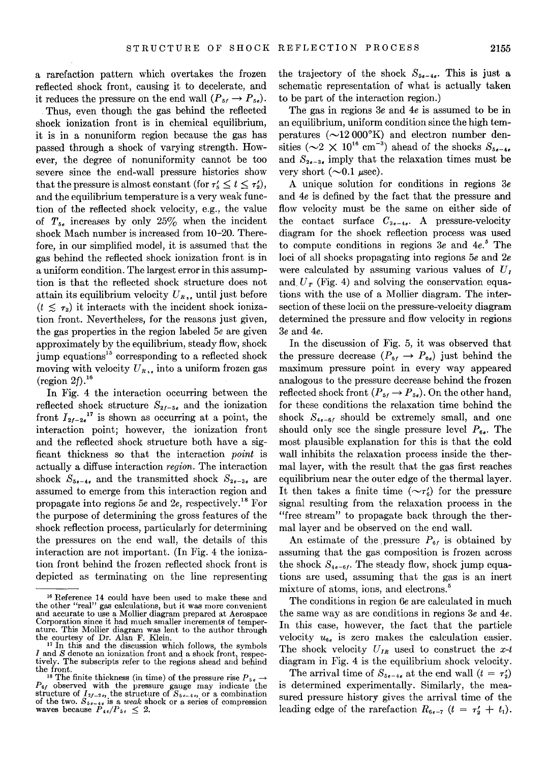a rarefaction pattern which overtakes the frozen reflected shock front, causing it to decelerate, and it reduces the pressure on the end wall ($P_{5f} \rightarrow P_{5e}$).

Thus, even though the gas behind the reflected shock ionization front is in chemical equilibrium, it is in a nonuniform region because the gas has passed through a shock of varying strength. However, the degree of nonuniformity cannot be too severe since the end-wall pressure histories show that the pressure is almost constant (for $\tau_5' \leq t \leq \tau_2'$), and the equilibrium temperature is a very weak function of the reflected shock velocity, e.g., the value of $T_{5e}$ increases by only 25% when the incident shock Mach number is increased from 10–20. Therefore, in our simplified model, it is assumed that the gas behind the reflected shock ionization front is in a uniform condition. The largest error in this assumption is that the reflected shock structure does not attain its equilibrium velocity $U_{R_e}$, until just before ($t \lesssim \tau_2$) it interacts with the incident shock ionization front. Nevertheless, for the reasons just given, the gas properties in the region labeled $5e$ are given approximately by the equilibrium, steady flow, shock jump equations[15] corresponding to a reflected shock moving with velocity $U_{R_e}$, into a uniform frozen gas (region $2f$).[16]

In Fig. 4 the interaction occurring between the reflected shock structure $S_{2f-5e}$ and the ionization front $I_{2f-2e}$[17] is shown as occurring at a point, the interaction point; however, the ionization front and the reflected shock structure both have a sigficant thickness so that the interaction *point* is actually a diffuse interaction *region*. The interaction shock $S_{5e-4e}$ and the transmitted shock $S_{2e-3e}$ are assumed to emerge from this interaction region and propagate into regions $5e$ and $2e$, respectively.[18] For the purpose of determining the gross features of the shock reflection process, particularly for determining the pressures on the end wall, the details of this interaction are not important. (In Fig. 4 the ionization front behind the frozen reflected shock front is depicted as terminating on the line representing the trajectory of the shock $S_{5e-4e}$. This is just a schematic representation of what is actually taken to be part of the interaction region.)

The gas in regions $3e$ and $4e$ is assumed to be in an equilibrium, uniform condition since the high temperatures (~12 000°K) and electron number densities ($\sim 2 \times 10^{16}$ cm$^{-3}$) ahead of the shocks $S_{5e-4e}$ and $S_{2e-3e}$ imply that the relaxation times must be very short (~0.1 μsec).

A unique solution for conditions in regions $3e$ and $4e$ is defined by the fact that the pressure and flow velocity must be the same on either side of the contact surface $C_{3e-4e}$. A pressure-velocity diagram for the shock reflection process was used to compute conditions in regions $3e$ and $4e$.[5] The loci of all shocks propagating into regions $5e$ and $2e$ were calculated by assuming various values of $U_I$ and $U_T$ (Fig. 4) and solving the conservation equations with the use of a Mollier diagram. The intersection of these locii on the pressure-velocity diagram determined the pressure and flow velocity in regions $3e$ and $4e$.

In the discussion of Fig. 5, it was observed that the pressure decrease ($P_{6f} \rightarrow P_{6e}$) just behind the maximum pressure point in every way appeared analogous to the pressure decrease behind the frozen reflected shock front ($P_{5f} \rightarrow P_{5e}$). On the other hand, for these conditions the relaxation time behind the shock $S_{4e-6f}$ should be extremely small, and one should only see the single pressure level $P_{6e}$. The most plausible explanation for this is that the cold wall inhibits the relaxation process inside the thermal layer, with the result that the gas first reaches equilibrium near the outer edge of the thermal layer. It then takes a finite time ($\sim\tau_6'$) for the pressure signal resulting from the relaxation process in the "free stream" to propagate back through the thermal layer and be observed on the end wall.

An estimate of the pressure $P_{6f}$ is obtained by assuming that the gas composition is frozen across the shock $S_{4e-6f}$. The steady flow, shock jump equations are used, assuming that the gas is an inert mixture of atoms, ions, and electrons.[5]

The conditions in region $6e$ are calculated in much the same way as are conditions in regions $3e$ and $4e$. In this case, however, the fact that the particle velocity $u_{6e}$ is zero makes the calculation easier. The shock velocity $U_{IR}$ used to construct the $x$-$t$ diagram in Fig. 4 is the equilibrium shock velocity.

The arrival time of $S_{5e-4e}$ at the end wall ($t = \tau_2'$) is determined experimentally. Similarly, the measured pressure history gives the arrival time of the leading edge of the rarefaction $R_{6e-7}$ ($t = \tau_2' + t_1$).

---

[16] Reference 14 could have been used to make these and the other "real" gas calculations, but it was more convenient and accurate to use a Mollier diagram prepared at Aerospace Corporation since it had much smaller increments of temperature. This Mollier diagram was lent to the author through the courtesy of Dr. Alan F. Klein.

[17] In this and the discussion which follows, the symbols $I$ and $S$ denote an ionization front and a shock front, respectively. The subscripts refer to the regions ahead and behind the front.

[18] The finite thickness (in time) of the pressure rise $P_{5e} \rightarrow P_{6f}$ observed with the pressure gauge may indicate the structure of $I_{2f-2e}$, the structure of $S_{5e-4e}$, or a combination of the two. $S_{5e-4e}$ is a *weak* shock or a series of compression waves because $P_{4e}/P_{5e} \lesssim 2$.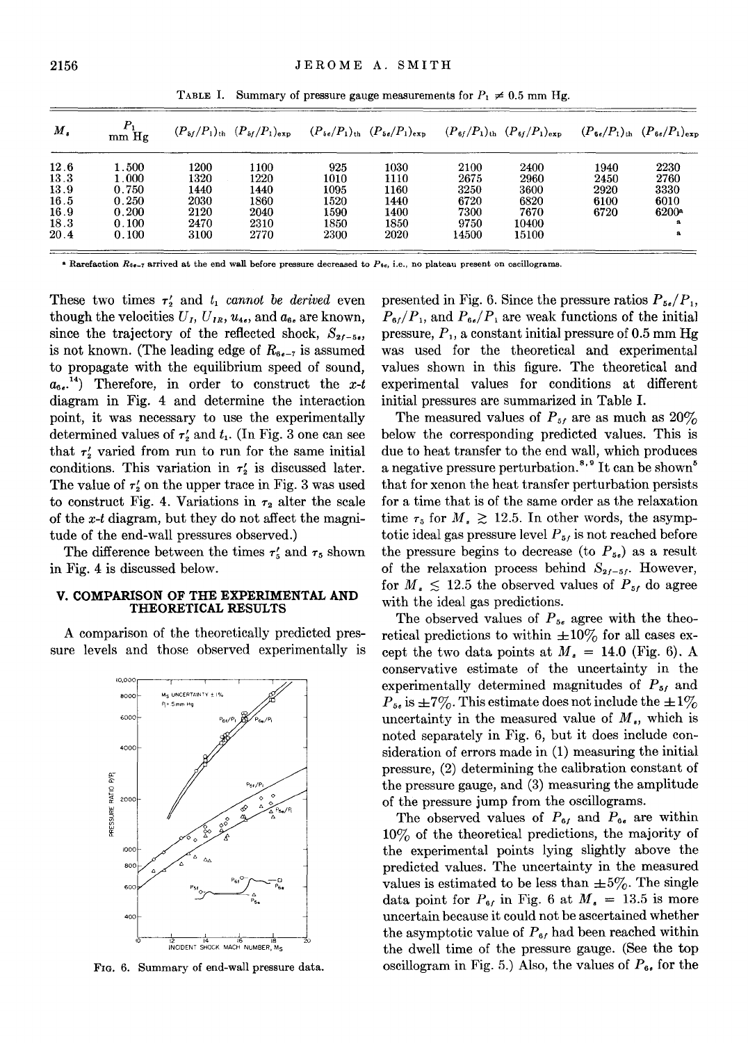TABLE I. Summary of pressure gauge measurements for $P_1 \neq 0.5$ mm Hg.

| $M_s$ | $P_1$ mm Hg | $(P_{5f}/P_1)_{th}$ | $(P_{5f}/P_1)_{exp}$ | $(P_{5e}/P_1)_{th}$ | $(P_{5e}/P_1)_{exp}$ | $(P_{6f}/P_1)_{th}$ | $(P_{6f}/P_1)_{exp}$ | $(P_{6e}/P_1)_{th}$ | $(P_{6e}/P_1)_{exp}$ |
|---|---|---|---|---|---|---|---|---|---|
| 12.6 | 1.500 | 1200 | 1100 | 925 | 1030 | 2100 | 2400 | 1940 | 2230 |
| 13.3 | 1.000 | 1320 | 1220 | 1010 | 1110 | 2675 | 2960 | 2450 | 2760 |
| 13.9 | 0.750 | 1440 | 1440 | 1095 | 1160 | 3250 | 3600 | 2920 | 3330 |
| 16.5 | 0.250 | 2030 | 1860 | 1520 | 1440 | 6720 | 6820 | 6100 | 6010 |
| 16.9 | 0.200 | 2120 | 2040 | 1590 | 1400 | 7300 | 7670 | 6720 | 6200[a] |
| 18.3 | 0.100 | 2470 | 2310 | 1850 | 1850 | 9750 | 10400 | | [a] |
| 20.4 | 0.100 | 3100 | 2770 | 2300 | 2020 | 14500 | 15100 | | [a] |

[a] Rarefaction $R_{6e-7}$ arrived at the end wall before pressure decreased to $P_{6e}$, i.e., no plateau present on oscillograms.

These two times $\tau_2'$ and $t_1$ *cannot be derived* even though the velocities $U_I$, $U_{IR}$, $u_{4e}$, and $a_{6e}$ are known, since the trajectory of the reflected shock, $S_{2f-5e}$, is not known. (The leading edge of $R_{6e-7}$ is assumed to propagate with the equilibrium speed of sound, $a_{6e}$.[14]) Therefore, in order to construct the $x$-$t$ diagram in Fig. 4 and determine the interaction point, it was necessary to use the experimentally determined values of $\tau_2'$ and $t_1$. (In Fig. 3 one can see that $\tau_2'$ varied from run to run for the same initial conditions. This variation in $\tau_2'$ is discussed later. The value of $\tau_2'$ on the upper trace in Fig. 3 was used to construct Fig. 4. Variations in $\tau_2$ alter the scale of the $x$-$t$ diagram, but they do not affect the magnitude of the end-wall pressures observed.)

The difference between the times $\tau_5'$ and $\tau_5$ shown in Fig. 4 is discussed below.

## V. COMPARISON OF THE EXPERIMENTAL AND THEORETICAL RESULTS

A comparison of the theoretically predicted pressure levels and those observed experimentally is presented in Fig. 6. Since the pressure ratios $P_{5e}/P_1$, $P_{6f}/P_1$, and $P_{6e}/P_1$ are weak functions of the initial pressure, $P_1$, a constant initial pressure of 0.5 mm Hg was used for the theoretical and experimental values shown in this figure. The theoretical and experimental values for conditions at different initial pressures are summarized in Table I.

FIG. 6. Summary of end-wall pressure data.

The measured values of $P_{5f}$ are as much as 20% below the corresponding predicted values. This is due to heat transfer to the end wall, which produces a negative pressure perturbation.[8,9] It can be shown[5] that for xenon the heat transfer perturbation persists for a time that is of the same order as the relaxation time $\tau_5$ for $M_s \gtrsim 12.5$. In other words, the asymptotic ideal gas pressure level $P_{5f}$ is not reached before the pressure begins to decrease (to $P_{5e}$) as a result of the relaxation process behind $S_{2f-5f}$. However, for $M_s \lesssim 12.5$ the observed values of $P_{5f}$ do agree with the ideal gas predictions.

The observed values of $P_{5e}$ agree with the theoretical predictions to within $\pm 10\%$ for all cases except the two data points at $M_s = 14.0$ (Fig. 6). A conservative estimate of the uncertainty in the experimentally determined magnitudes of $P_{5f}$ and $P_{5e}$ is $\pm 7\%$. This estimate does not include the $\pm 1\%$ uncertainty in the measured value of $M_s$, which is noted separately in Fig. 6, but it does include consideration of errors made in (1) measuring the initial pressure, (2) determining the calibration constant of the pressure gauge, and (3) measuring the amplitude of the pressure jump from the oscillograms.

The observed values of $P_{6f}$ and $P_{6e}$ are within 10% of the theoretical predictions, the majority of the experimental points lying slightly above the predicted values. The uncertainty in the measured values is estimated to be less than $\pm 5\%$. The single data point for $P_{6f}$ in Fig. 6 at $M_s = 13.5$ is more uncertain because it could not be ascertained whether the asymptotic value of $P_{6f}$ had been reached within the dwell time of the pressure gauge. (See the top oscillogram in Fig. 5.) Also, the values of $P_{6e}$ for the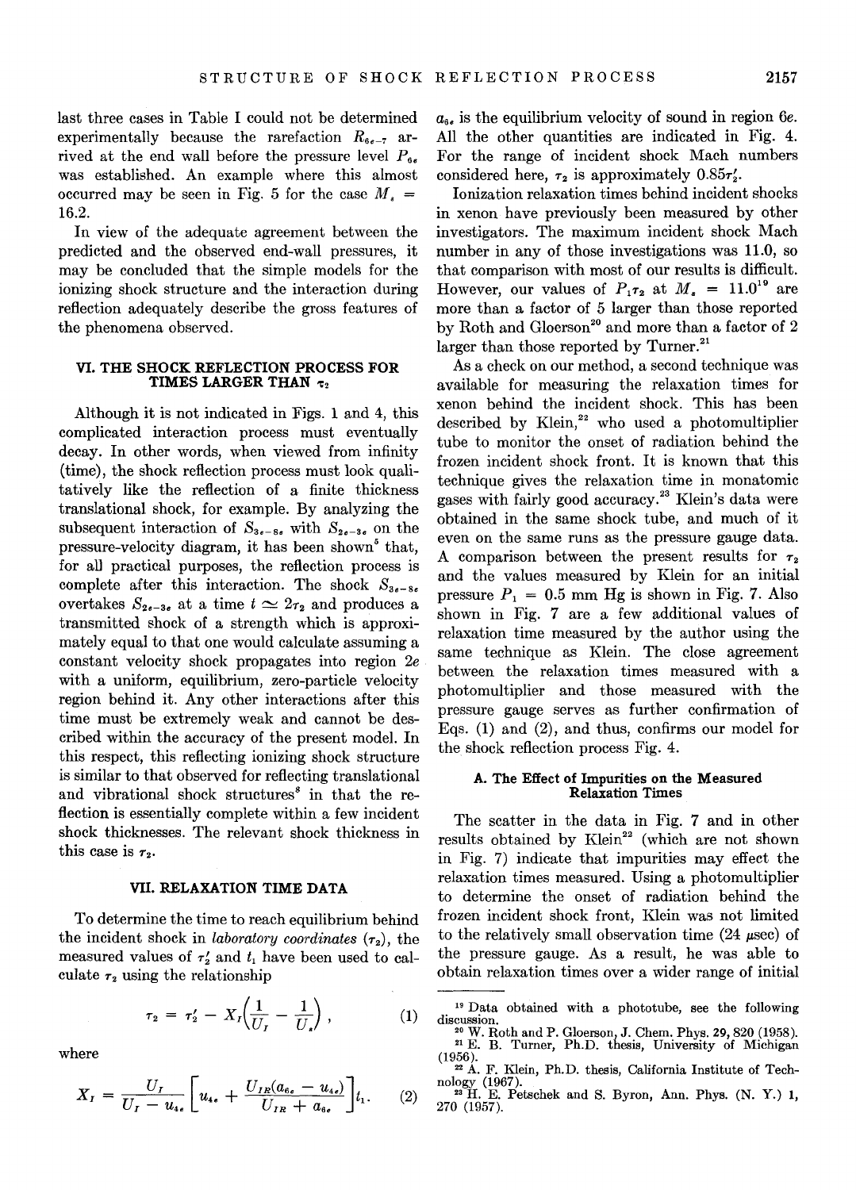last three cases in Table I could not be determined experimentally because the rarefaction $R_{6e-7}$ arrived at the end wall before the pressure level $P_{6e}$ was established. An example where this almost occurred may be seen in Fig. 5 for the case $M_s = 16.2$.

In view of the adequate agreement between the predicted and the observed end-wall pressures, it may be concluded that the simple models for the ionizing shock structure and the interaction during reflection adequately describe the gross features of the phenomena observed.

## VI. THE SHOCK REFLECTION PROCESS FOR TIMES LARGER THAN $\tau_2$

Although it is not indicated in Figs. 1 and 4, this complicated interaction process must eventually decay. In other words, when viewed from infinity (time), the shock reflection process must look qualitatively like the reflection of a finite thickness translational shock, for example. By analyzing the subsequent interaction of $S_{3e-8e}$ with $S_{2e-3e}$ on the pressure-velocity diagram, it has been shown[5] that, for all practical purposes, the reflection process is complete after this interaction. The shock $S_{3e-8e}$ overtakes $S_{2e-3e}$ at a time $t \simeq 2\tau_2$ and produces a transmitted shock of a strength which is approximately equal to that one would calculate assuming a constant velocity shock propagates into region $2e$ with a uniform, equilibrium, zero-particle velocity region behind it. Any other interactions after this time must be extremely weak and cannot be described within the accuracy of the present model. In this respect, this reflecting ionizing shock structure is similar to that observed for reflecting translational and vibrational shock structures[8] in that the reflection is essentially complete within a few incident shock thicknesses. The relevant shock thickness in this case is $\tau_2$.

## VII. RELAXATION TIME DATA

To determine the time to reach equilibrium behind the incident shock in *laboratory coordinates* ($\tau_2$), the measured values of $\tau_2'$ and $t_1$ have been used to calculate $\tau_2$ using the relationship

$$\tau_2 = \tau_2' - X_I\left(\frac{1}{U_I} - \frac{1}{U_s}\right), \tag{1}$$

where

$$X_I = \frac{U_I}{U_I - u_{4e}}\left[u_{4e} + \frac{U_{IR}(a_{6e} - u_{4e})}{U_{IR} + a_{6e}}\right]t_1. \tag{2}$$

$a_{6e}$ is the equilibrium velocity of sound in region $6e$. All the other quantities are indicated in Fig. 4. For the range of incident shock Mach numbers considered here, $\tau_2$ is approximately $0.85\tau_2'$.

Ionization relaxation times behind incident shocks in xenon have previously been measured by other investigators. The maximum incident shock Mach number in any of those investigations was 11.0, so that comparison with most of our results is difficult. However, our values of $P_1\tau_2$ at $M_s = 11.0$[19] are more than a factor of 5 larger than those reported by Roth and Gloerson[20] and more than a factor of 2 larger than those reported by Turner.[21]

As a check on our method, a second technique was available for measuring the relaxation times for xenon behind the incident shock. This has been described by Klein,[22] who used a photomultiplier tube to monitor the onset of radiation behind the frozen incident shock front. It is known that this technique gives the relaxation time in monatomic gases with fairly good accuracy.[23] Klein's data were obtained in the same shock tube, and much of it even on the same runs as the pressure gauge data. A comparison between the present results for $\tau_2$ and the values measured by Klein for an initial pressure $P_1 = 0.5$ mm Hg is shown in Fig. 7. Also shown in Fig. 7 are a few additional values of relaxation time measured by the author using the same technique as Klein. The close agreement between the relaxation times measured with a photomultiplier and those measured with the pressure gauge serves as further confirmation of Eqs. (1) and (2), and thus, confirms our model for the shock reflection process Fig. 4.

### A. The Effect of Impurities on the Measured Relaxation Times

The scatter in the data in Fig. 7 and in other results obtained by Klein[22] (which are not shown in Fig. 7) indicate that impurities may effect the relaxation times measured. Using a photomultiplier to determine the onset of radiation behind the frozen incident shock front, Klein was not limited to the relatively small observation time (24 μsec) of the pressure gauge. As a result, he was able to obtain relaxation times over a wider range of initial

---

[19] Data obtained with a phototube, see the following discussion.

[20] W. Roth and P. Gloerson, J. Chem. Phys. **29**, 820 (1958).

[21] E. B. Turner, Ph.D. thesis, University of Michigan (1956).

[22] A. F. Klein, Ph.D. thesis, California Institute of Technology (1967).

[23] H. E. Petschek and S. Byron, Ann. Phys. (N. Y.) **1**, 270 (1957).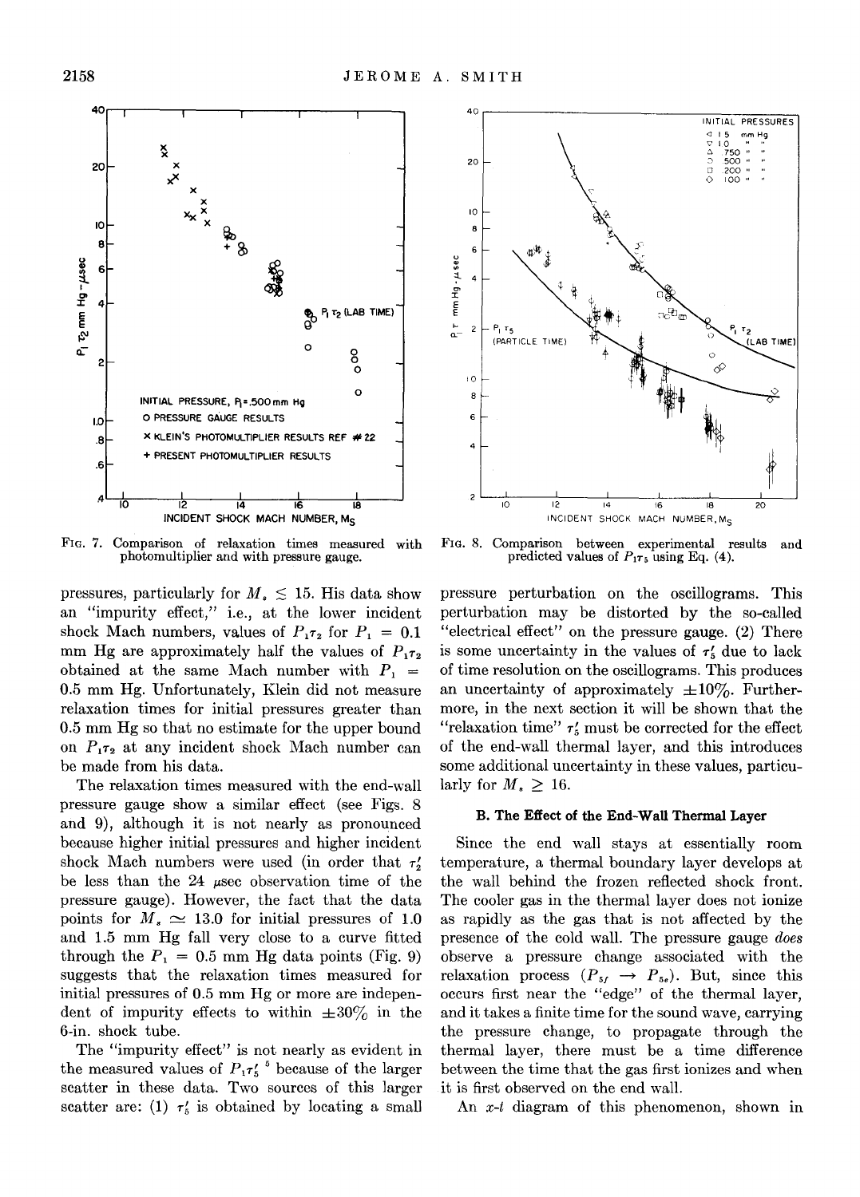FIG. 7. Comparison of relaxation times measured with photomultiplier and with pressure gauge.

FIG. 8. Comparison between experimental results and predicted values of $P_1\tau_5$ using Eq. (4).

pressures, particularly for $M_s \lesssim 15$. His data show an "impurity effect," i.e., at the lower incident shock Mach numbers, values of $P_1\tau_2$ for $P_1 = 0.1$ mm Hg are approximately half the values of $P_1\tau_2$ obtained at the same Mach number with $P_1 = 0.5$ mm Hg. Unfortunately, Klein did not measure relaxation times for initial pressures greater than 0.5 mm Hg so that no estimate for the upper bound on $P_1\tau_2$ at any incident shock Mach number can be made from his data.

The relaxation times measured with the end-wall pressure gauge show a similar effect (see Figs. 8 and 9), although it is not nearly as pronounced because higher initial pressures and higher incident shock Mach numbers were used (in order that $\tau_2'$ be less than the 24 $\mu$sec observation time of the pressure gauge). However, the fact that the data points for $M_s \simeq 13.0$ for initial pressures of 1.0 and 1.5 mm Hg fall very close to a curve fitted through the $P_1 = 0.5$ mm Hg data points (Fig. 9) suggests that the relaxation times measured for initial pressures of 0.5 mm Hg or more are independent of impurity effects to within $\pm 30\%$ in the 6-in. shock tube.

The "impurity effect" is not nearly as evident in the measured values of $P_1\tau_5'$ [5] because of the larger scatter in these data. Two sources of this larger scatter are: (1) $\tau_5'$ is obtained by locating a small pressure perturbation on the oscillograms. This perturbation may be distorted by the so-called "electrical effect" on the pressure gauge. (2) There is some uncertainty in the values of $\tau_5'$ due to lack of time resolution on the oscillograms. This produces an uncertainty of approximately $\pm 10\%$. Furthermore, in the next section it will be shown that the "relaxation time" $\tau_5'$ must be corrected for the effect of the end-wall thermal layer, and this introduces some additional uncertainty in these values, particularly for $M_s \geq 16$.

### B. The Effect of the End-Wall Thermal Layer

Since the end wall stays at essentially room temperature, a thermal boundary layer develops at the wall behind the frozen reflected shock front. The cooler gas in the thermal layer does not ionize as rapidly as the gas that is not affected by the presence of the cold wall. The pressure gauge *does* observe a pressure change associated with the relaxation process ($P_{5f} \rightarrow P_{5e}$). But, since this occurs first near the "edge" of the thermal layer, and it takes a finite time for the sound wave, carrying the pressure change, to propagate through the thermal layer, there must be a time difference between the time that the gas first ionizes and when it is first observed on the end wall.

An $x$-$t$ diagram of this phenomenon, shown in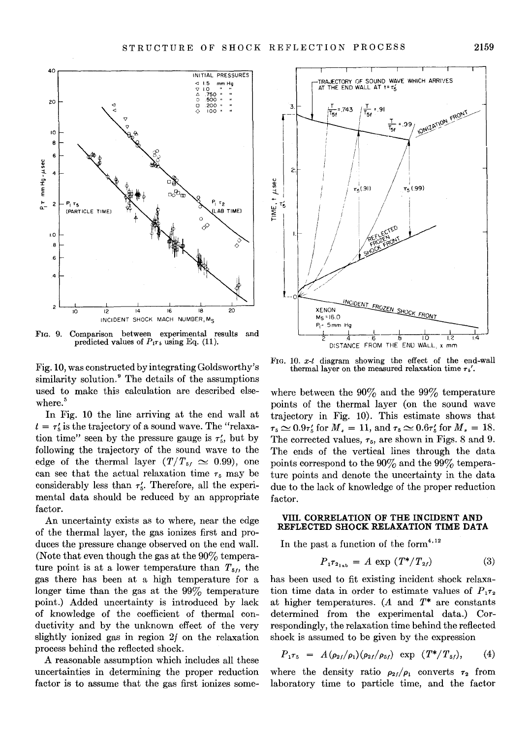FIG. 9. Comparison between experimental results and predicted values of $P_1\tau_5$ using Eq. (11).

FIG. 10. $x$-$t$ diagram showing the effect of the end-wall thermal layer on the measured relaxation time $\tau_5'$.

Fig. 10, was constructed by integrating Goldsworthy's similarity solution.[9] The details of the assumptions used to make this calculation are described elsewhere.[5]

In Fig. 10 the line arriving at the end wall at $t = \tau_5'$ is the trajectory of a sound wave. The "relaxation time" seen by the pressure gauge is $\tau_5'$, but by following the trajectory of the sound wave to the edge of the thermal layer ($T/T_{5f} \simeq 0.99$), one can see that the actual relaxation time $\tau_5$ may be considerably less than $\tau_5'$. Therefore, all the experimental data should be reduced by an appropriate factor.

An uncertainty exists as to where, near the edge of the thermal layer, the gas ionizes first and produces the pressure change observed on the end wall. (Note that even though the gas at the 90% temperature point is at a lower temperature than $T_{5f}$, the gas there has been at a high temperature for a longer time than the gas at the 99% temperature point.) Added uncertainty is introduced by lack of knowledge of the coefficient of thermal conductivity and by the unknown effect of the very slightly ionized gas in region $2f$ on the relaxation process behind the reflected shock.

A reasonable assumption which includes all these uncertainties in determining the proper reduction factor is to assume that the gas first ionizes somewhere between the 90% and the 99% temperature points of the thermal layer (on the sound wave trajectory in Fig. 10). This estimate shows that $\tau_5 \simeq 0.9\tau_5'$ for $M_s = 11$, and $\tau_5 \simeq 0.6\tau_5'$ for $M_s = 18$. The corrected values, $\tau_5$, are shown in Figs. 8 and 9. The ends of the vertical lines through the data points correspond to the 90% and the 99% temperature points and denote the uncertainty in the data due to the lack of knowledge of the proper reduction factor.

## VIII. CORRELATION OF THE INCIDENT AND REFLECTED SHOCK RELAXATION TIME DATA

In the past a function of the form[4,12]

$$P_1\tau_{2_{lab}} = A \exp (T^*/T_{2f}) \tag{3}$$

has been used to fit existing incident shock relaxation time data in order to estimate values of $P_1\tau_2$ at higher temperatures. ($A$ and $T^*$ are constants determined from the experimental data.) Correspondingly, the relaxation time behind the reflected shock is assumed to be given by the expression

$$P_1\tau_5 = A(\rho_{2f}/\rho_1)(\rho_{2f}/\rho_{5f}) \exp (T^*/T_{5f}), \tag{4}$$

where the density ratio $\rho_{2f}/\rho_1$ converts $\tau_2$ from laboratory time to particle time, and the factor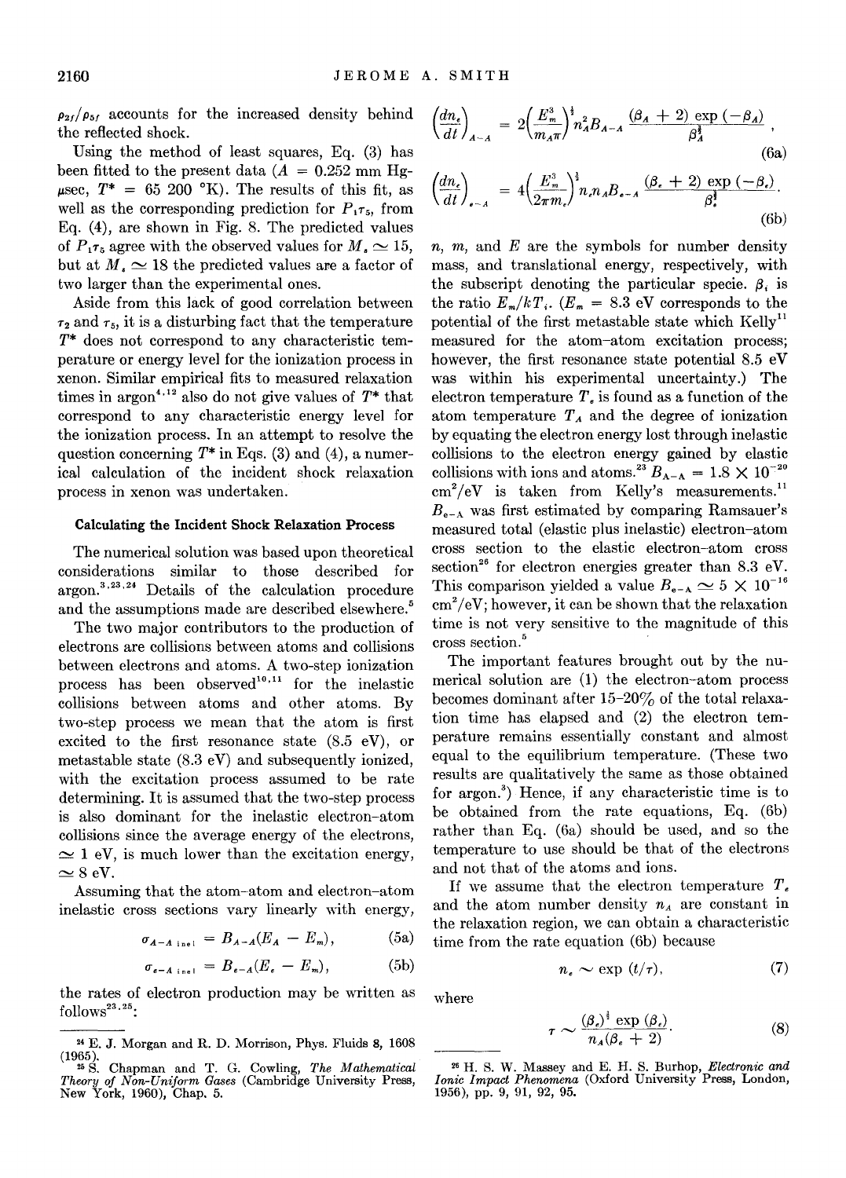$\rho_{2f}/\rho_{5f}$ accounts for the increased density behind the reflected shock.

Using the method of least squares, Eq. (3) has been fitted to the present data ($A = 0.252$ mm Hg-μsec, $T^* = 65\,200$ °K). The results of this fit, as well as the corresponding prediction for $P_1\tau_5$, from Eq. (4), are shown in Fig. 8. The predicted values of $P_1\tau_5$ agree with the observed values for $M_s \simeq 15$, but at $M_s \simeq 18$ the predicted values are a factor of two larger than the experimental ones.

Aside from this lack of good correlation between $\tau_2$ and $\tau_5$, it is a disturbing fact that the temperature $T^*$ does not correspond to any characteristic temperature or energy level for the ionization process in xenon. Similar empirical fits to measured relaxation times in argon[4,12] also do not give values of $T^*$ that correspond to any characteristic energy level for the ionization process. In an attempt to resolve the question concerning $T^*$ in Eqs. (3) and (4), a numerical calculation of the incident shock relaxation process in xenon was undertaken.

### Calculating the Incident Shock Relaxation Process

The numerical solution was based upon theoretical considerations similar to those described for argon.[3,23,24] Details of the calculation procedure and the assumptions made are described elsewhere.[5]

The two major contributors to the production of electrons are collisions between atoms and collisions between electrons and atoms. A two-step ionization process has been observed[10,11] for the inelastic collisions between atoms and other atoms. By two-step process we mean that the atom is first excited to the first resonance state (8.5 eV), or metastable state (8.3 eV) and subsequently ionized, with the excitation process assumed to be rate determining. It is assumed that the two-step process is also dominant for the inelastic electron–atom collisions since the average energy of the electrons, $\simeq 1$ eV, is much lower than the excitation energy, $\simeq 8$ eV.

Assuming that the atom–atom and electron–atom inelastic cross sections vary linearly with energy,

$$\sigma_{A-A\ \mathrm{inel}} = B_{A-A}(E_A - E_m), \tag{5a}$$

$$\sigma_{e-A\ \mathrm{inel}} = B_{e-A}(E_e - E_m), \tag{5b}$$

the rates of electron production may be written as follows[23,25]:

$$\left(\frac{dn_e}{dt}\right)_{A-A} = 2\left(\frac{E_m^3}{m_A\pi}\right)^{\frac{1}{2}} n_A^2 B_{A-A} \frac{(\beta_A + 2)\exp(-\beta_A)}{\beta_A^{\frac{1}{2}}}, \tag{6a}$$

$$\left(\frac{dn_e}{dt}\right)_{e-A} = 4\left(\frac{E_m^3}{2\pi m_e}\right)^{\frac{1}{2}} n_e n_A B_{e-A} \frac{(\beta_e + 2)\exp(-\beta_e)}{\beta_e^{\frac{1}{2}}}. \tag{6b}$$

$n$, $m$, and $E$ are the symbols for number density mass, and translational energy, respectively, with the subscript denoting the particular specie. $\beta_i$ is the ratio $E_m/kT_i$. ($E_m = 8.3$ eV corresponds to the potential of the first metastable state which Kelly[11] measured for the atom–atom excitation process; however, the first resonance state potential 8.5 eV was within his experimental uncertainty.) The electron temperature $T_e$ is found as a function of the atom temperature $T_A$ and the degree of ionization by equating the electron energy lost through inelastic collisions to the electron energy gained by elastic collisions with ions and atoms.[23] $B_{A-A} = 1.8 \times 10^{-20}$ cm$^2$/eV is taken from Kelly's measurements.[11] $B_{e-A}$ was first estimated by comparing Ramsauer's measured total (elastic plus inelastic) electron–atom cross section to the elastic electron–atom cross section[26] for electron energies greater than 8.3 eV. This comparison yielded a value $B_{e-A} \simeq 5 \times 10^{-16}$ cm$^2$/eV; however, it can be shown that the relaxation time is not very sensitive to the magnitude of this cross section.[5]

The important features brought out by the numerical solution are (1) the electron–atom process becomes dominant after 15–20% of the total relaxation time has elapsed and (2) the electron temperature remains essentially constant and almost equal to the equilibrium temperature. (These two results are qualitatively the same as those obtained for argon.[3]) Hence, if any characteristic time is to be obtained from the rate equations, Eq. (6b) rather than Eq. (6a) should be used, and so the temperature to use should be that of the electrons and not that of the atoms and ions.

If we assume that the electron temperature $T_e$ and the atom number density $n_A$ are constant in the relaxation region, we can obtain a characteristic time from the rate equation (6b) because

$$n_e \sim \exp(t/\tau), \tag{7}$$

where

$$\tau \sim \frac{(\beta_e)^{\frac{1}{2}}\exp(\beta_e)}{n_A(\beta_e + 2)}. \tag{8}$$

---

[24] E. J. Morgan and R. D. Morrison, Phys. Fluids **8**, 1608 (1965).

[25] S. Chapman and T. G. Cowling, *The Mathematical Theory of Non-Uniform Gases* (Cambridge University Press, New York, 1960), Chap. 5.

[26] H. S. W. Massey and E. H. S. Burhop, *Electronic and Ionic Impact Phenomena* (Oxford University Press, London, 1956), pp. 9, 91, 92, 95.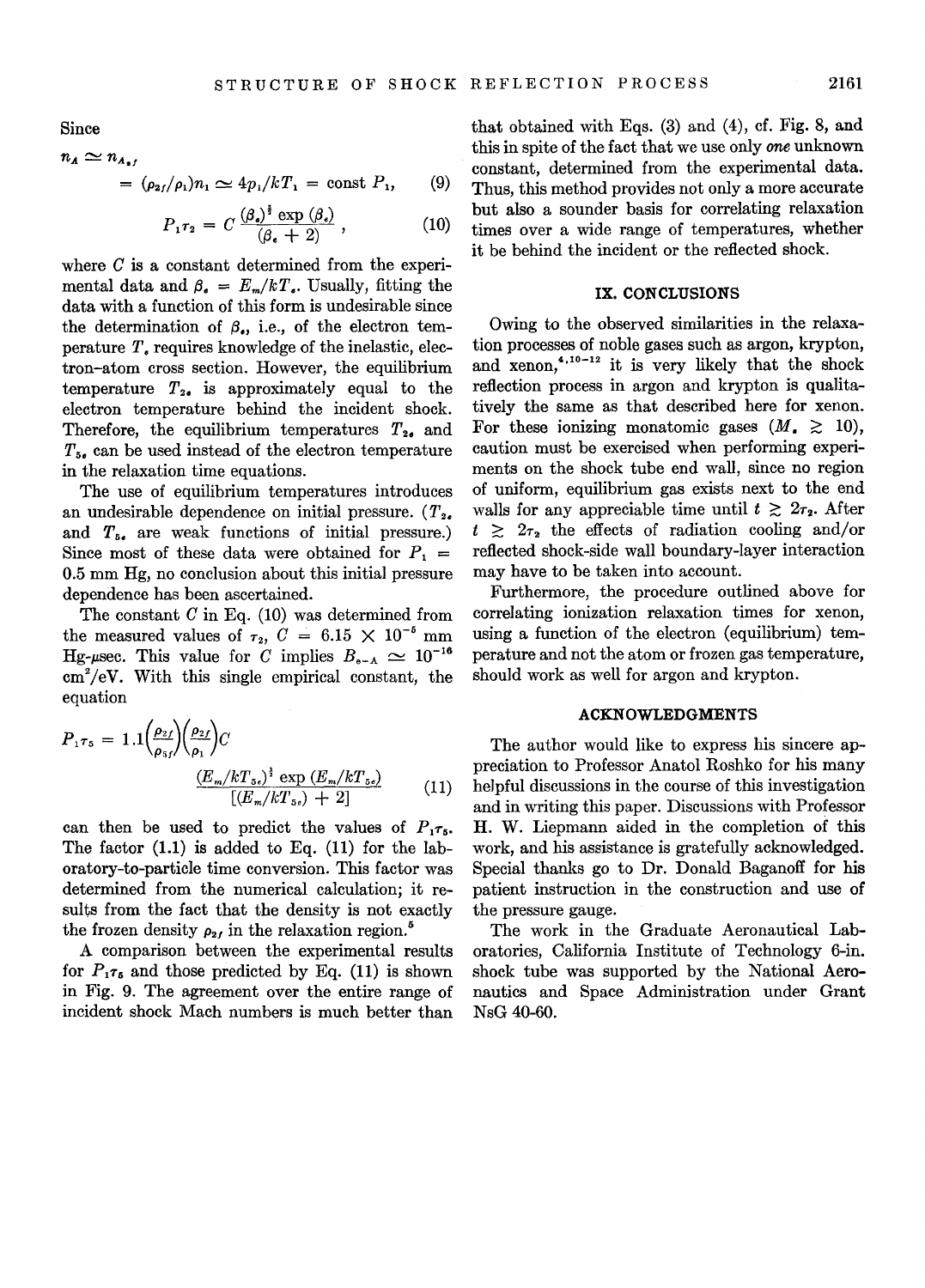Since

$$n_A \simeq n_{A,f} = (\rho_{2f}/\rho_1)n_1 \simeq 4p_1/kT_1 = \text{const } P_1, \tag{9}$$

$$P_1\tau_2 = C\frac{(\beta_e)^{\frac{1}{2}}\exp(\beta_e)}{(\beta_e+2)}, \tag{10}$$

where $C$ is a constant determined from the experimental data and $\beta_e = E_m/kT_e$. Usually, fitting the data with a function of this form is undesirable since the determination of $\beta_e$, i.e., of the electron temperature $T_e$ requires knowledge of the inelastic, electron–atom cross section. However, the equilibrium temperature $T_{2e}$ is approximately equal to the electron temperature behind the incident shock. Therefore, the equilibrium temperatures $T_{2e}$ and $T_{5e}$ can be used instead of the electron temperature in the relaxation time equations.

The use of equilibrium temperatures introduces an undesirable dependence on initial pressure. ($T_{2e}$ and $T_{5e}$ are weak functions of initial pressure.) Since most of these data were obtained for $P_1 = 0.5$ mm Hg, no conclusion about this initial pressure dependence has been ascertained.

The constant $C$ in Eq. (10) was determined from the measured values of $\tau_2$, $C = 6.15 \times 10^{-5}$ mm Hg-μsec. This value for $C$ implies $B_{e-A} \simeq 10^{-16}$ cm$^2$/eV. With this single empirical constant, the equation

$$P_1\tau_5 = 1.1\left(\frac{\rho_{2f}}{\rho_{5f}}\right)\left(\frac{\rho_{2f}}{\rho_1}\right)C \frac{(E_m/kT_{5e})^{\frac{1}{2}}\exp(E_m/kT_{5e})}{[(E_m/kT_{5e})+2]} \tag{11}$$

can then be used to predict the values of $P_1\tau_5$. The factor (1.1) is added to Eq. (11) for the laboratory-to-particle time conversion. This factor was determined from the numerical calculation; it results from the fact that the density is not exactly the frozen density $\rho_{2f}$ in the relaxation region.[5]

A comparison between the experimental results for $P_1\tau_5$ and those predicted by Eq. (11) is shown in Fig. 9. The agreement over the entire range of incident shock Mach numbers is much better than that obtained with Eqs. (3) and (4), cf. Fig. 8, and this in spite of the fact that we use only *one* unknown constant, determined from the experimental data. Thus, this method provides not only a more accurate but also a sounder basis for correlating relaxation times over a wide range of temperatures, whether it be behind the incident or the reflected shock.

## IX. CONCLUSIONS

Owing to the observed similarities in the relaxation processes of noble gases such as argon, krypton, and xenon,[4,10–12] it is very likely that the shock reflection process in argon and krypton is qualitatively the same as that described here for xenon. For these ionizing monatomic gases ($M_s \gtrsim 10$), caution must be exercised when performing experiments on the shock tube end wall, since no region of uniform, equilibrium gas exists next to the end walls for any appreciable time until $t \gtrsim 2\tau_2$. After $t \gtrsim 2\tau_2$ the effects of radiation cooling and/or reflected shock-side wall boundary-layer interaction may have to be taken into account.

Furthermore, the procedure outlined above for correlating ionization relaxation times for xenon, using a function of the electron (equilibrium) temperature and not the atom or frozen gas temperature, should work as well for argon and krypton.

## ACKNOWLEDGMENTS

The author would like to express his sincere appreciation to Professor Anatol Roshko for his many helpful discussions in the course of this investigation and in writing this paper. Discussions with Professor H. W. Liepmann aided in the completion of this work, and his assistance is gratefully acknowledged. Special thanks go to Dr. Donald Baganoff for his patient instruction in the construction and use of the pressure gauge.

The work in the Graduate Aeronautical Laboratories, California Institute of Technology 6-in. shock tube was supported by the National Aeronautics and Space Administration under Grant NsG 40-60.